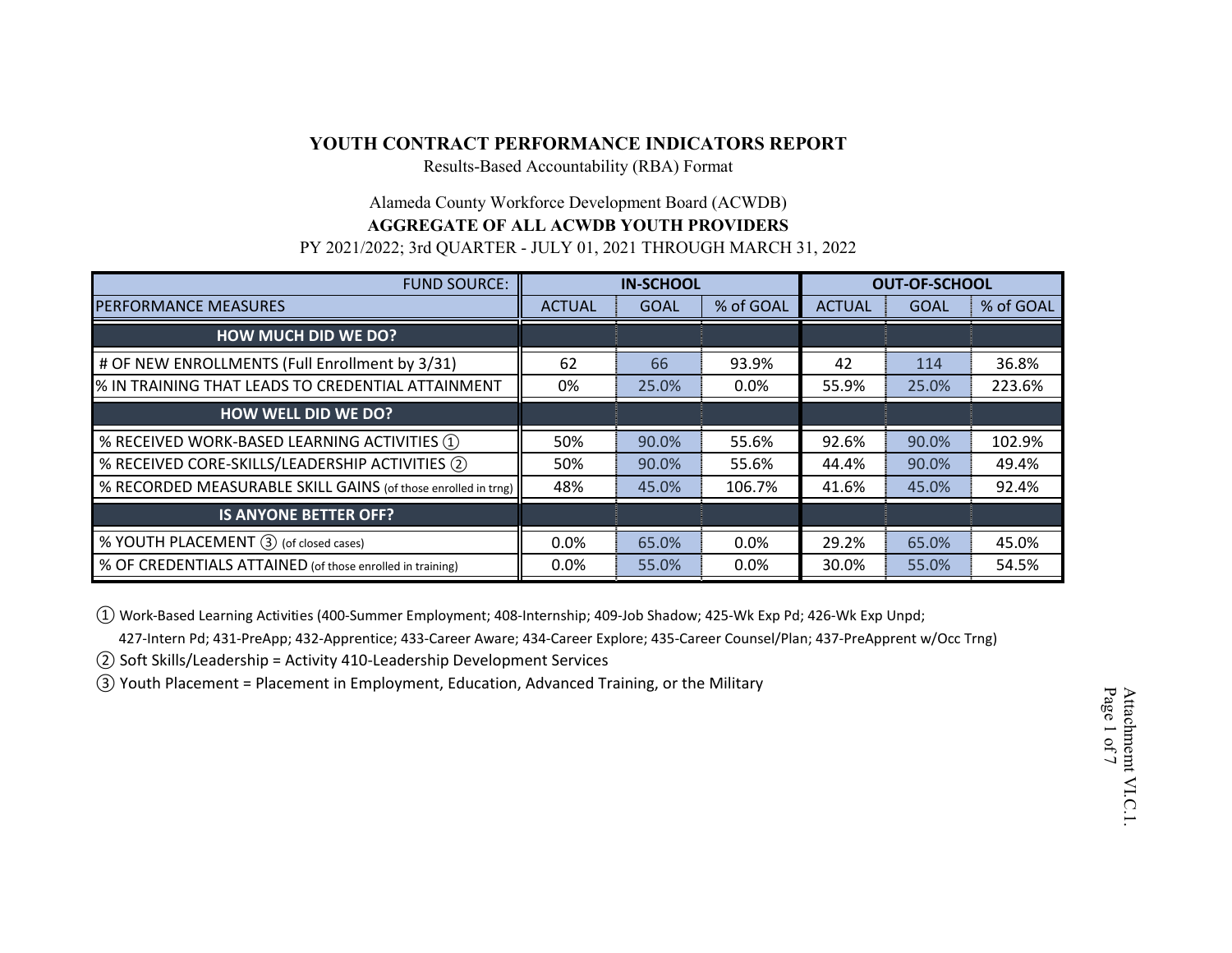# YOUTH CONTRACT PERFORMANCE INDICATORS REPORT

Results-Based Accountability (RBA) Format

Alameda County Workforce Development Board (ACWDB)

**AGGREGATE OF ALL ACWDB YOUTH PROVIDERS**

PY 2021/2022; 3rd QUARTER - JULY 01, 2021 THROUGH MARCH 31, 2022

| FUND SOURCE: | IN-SCHOOL | | | OUT-OF-SCHOOL | | |
|---|---|---|---|---|---|---|
| PERFORMANCE MEASURES | ACTUAL | GOAL | % of GOAL | ACTUAL | GOAL | % of GOAL |
| **HOW MUCH DID WE DO?** | | | | | | |
| # OF NEW ENROLLMENTS (Full Enrollment by 3/31) | 62 | 66 | 93.9% | 42 | 114 | 36.8% |
| % IN TRAINING THAT LEADS TO CREDENTIAL ATTAINMENT | 0% | 25.0% | 0.0% | 55.9% | 25.0% | 223.6% |
| **HOW WELL DID WE DO?** | | | | | | |
| % RECEIVED WORK-BASED LEARNING ACTIVITIES ① | 50% | 90.0% | 55.6% | 92.6% | 90.0% | 102.9% |
| % RECEIVED CORE-SKILLS/LEADERSHIP ACTIVITIES ② | 50% | 90.0% | 55.6% | 44.4% | 90.0% | 49.4% |
| % RECORDED MEASURABLE SKILL GAINS (of those enrolled in trng) | 48% | 45.0% | 106.7% | 41.6% | 45.0% | 92.4% |
| **IS ANYONE BETTER OFF?** | | | | | | |
| % YOUTH PLACEMENT ③ (of closed cases) | 0.0% | 65.0% | 0.0% | 29.2% | 65.0% | 45.0% |
| % OF CREDENTIALS ATTAINED (of those enrolled in training) | 0.0% | 55.0% | 0.0% | 30.0% | 55.0% | 54.5% |

① Work-Based Learning Activities (400-Summer Employment; 408-Internship; 409-Job Shadow; 425-Wk Exp Pd; 426-Wk Exp Unpd; 427-Intern Pd; 431-PreApp; 432-Apprentice; 433-Career Aware; 434-Career Explore; 435-Career Counsel/Plan; 437-PreApprent w/Occ Trng)

② Soft Skills/Leadership = Activity 410-Leadership Development Services

③ Youth Placement = Placement in Employment, Education, Advanced Training, or the Military

Attachmemt VI.C.1.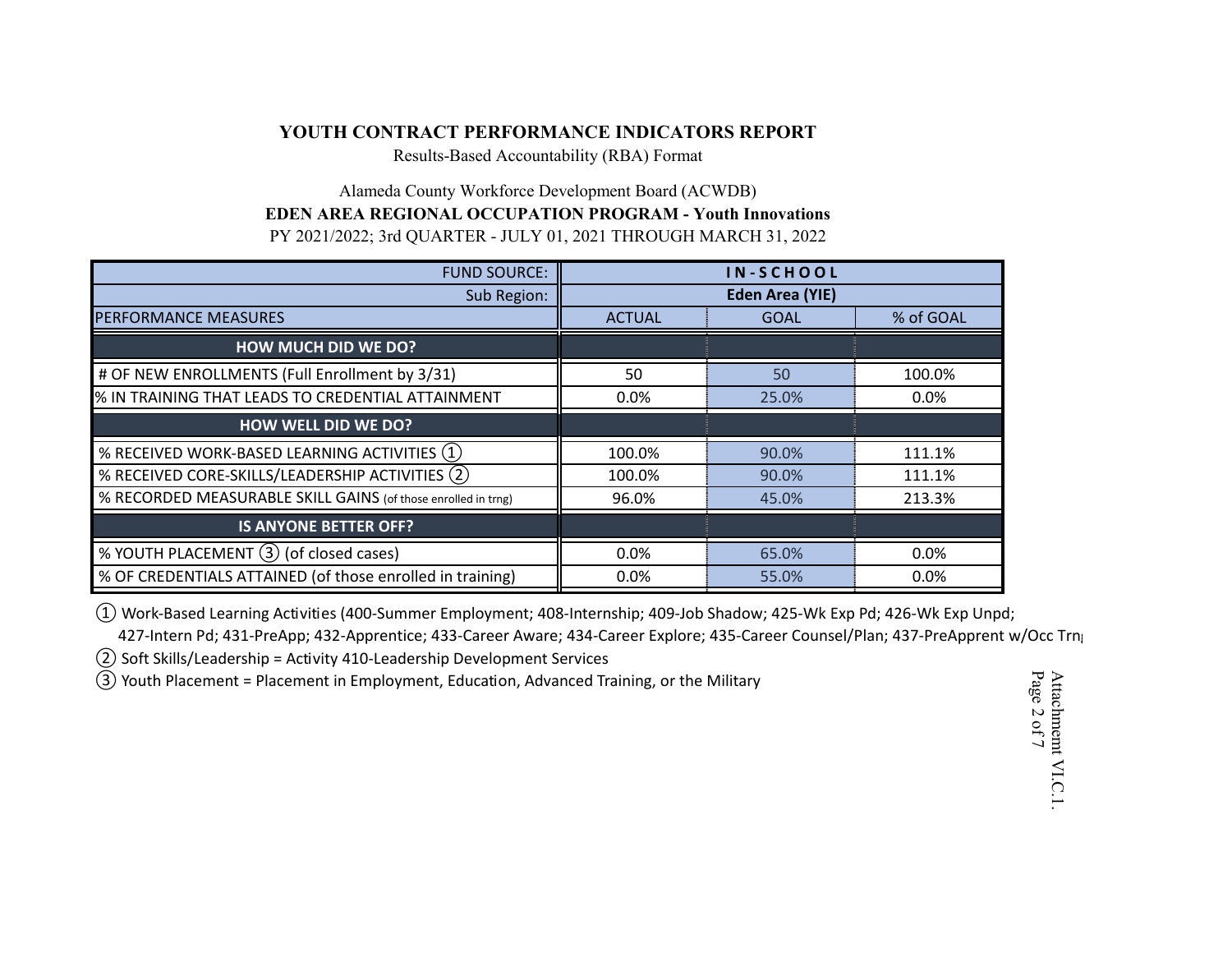**YOUTH CONTRACT PERFORMANCE INDICATORS REPORT**

Results-Based Accountability (RBA) Format

Alameda County Workforce Development Board (ACWDB)

**EDEN AREA REGIONAL OCCUPATION PROGRAM - Youth Innovations**

PY 2021/2022; 3rd QUARTER - JULY 01, 2021 THROUGH MARCH 31, 2022

| FUND SOURCE: | IN-SCHOOL | | |
|---|---|---|---|
| Sub Region: | Eden Area (YIE) | | |
| PERFORMANCE MEASURES | ACTUAL | GOAL | % of GOAL |
| **HOW MUCH DID WE DO?** | | | |
| # OF NEW ENROLLMENTS (Full Enrollment by 3/31) | 50 | 50 | 100.0% |
| % IN TRAINING THAT LEADS TO CREDENTIAL ATTAINMENT | 0.0% | 25.0% | 0.0% |
| **HOW WELL DID WE DO?** | | | |
| % RECEIVED WORK-BASED LEARNING ACTIVITIES ① | 100.0% | 90.0% | 111.1% |
| % RECEIVED CORE-SKILLS/LEADERSHIP ACTIVITIES ② | 100.0% | 90.0% | 111.1% |
| % RECORDED MEASURABLE SKILL GAINS (of those enrolled in trng) | 96.0% | 45.0% | 213.3% |
| **IS ANYONE BETTER OFF?** | | | |
| % YOUTH PLACEMENT ③ (of closed cases) | 0.0% | 65.0% | 0.0% |
| % OF CREDENTIALS ATTAINED (of those enrolled in training) | 0.0% | 55.0% | 0.0% |

① Work-Based Learning Activities (400-Summer Employment; 408-Internship; 409-Job Shadow; 425-Wk Exp Pd; 426-Wk Exp Unpd; 427-Intern Pd; 431-PreApp; 432-Apprentice; 433-Career Aware; 434-Career Explore; 435-Career Counsel/Plan; 437-PreApprent w/Occ Trng

② Soft Skills/Leadership = Activity 410-Leadership Development Services

③ Youth Placement = Placement in Employment, Education, Advanced Training, or the Military

Attachment VI.C.1.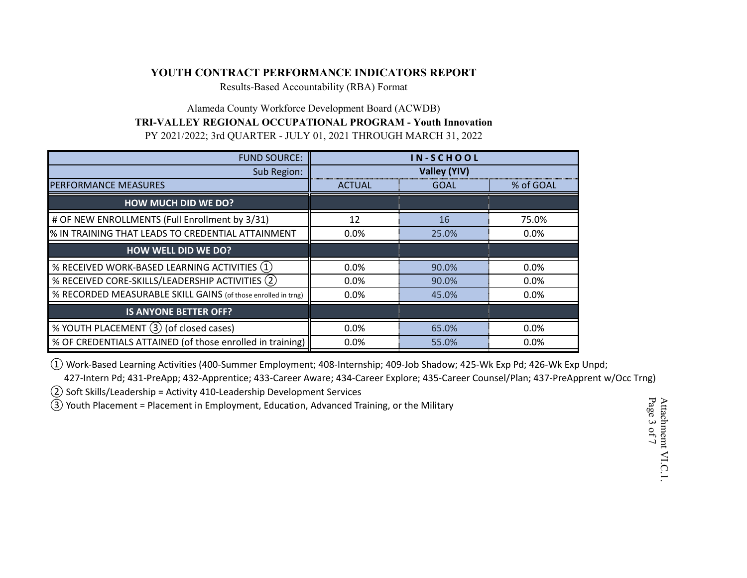# YOUTH CONTRACT PERFORMANCE INDICATORS REPORT

Results-Based Accountability (RBA) Format

Alameda County Workforce Development Board (ACWDB)

**TRI-VALLEY REGIONAL OCCUPATIONAL PROGRAM - Youth Innovation**

PY 2021/2022; 3rd QUARTER - JULY 01, 2021 THROUGH MARCH 31, 2022

| FUND SOURCE: | IN-SCHOOL | | |
|---|---|---|---|
| Sub Region: | Valley (YIV) | | |
| PERFORMANCE MEASURES | ACTUAL | GOAL | % of GOAL |
| **HOW MUCH DID WE DO?** | | | |
| # OF NEW ENROLLMENTS (Full Enrollment by 3/31) | 12 | 16 | 75.0% |
| % IN TRAINING THAT LEADS TO CREDENTIAL ATTAINMENT | 0.0% | 25.0% | 0.0% |
| **HOW WELL DID WE DO?** | | | |
| % RECEIVED WORK-BASED LEARNING ACTIVITIES ① | 0.0% | 90.0% | 0.0% |
| % RECEIVED CORE-SKILLS/LEADERSHIP ACTIVITIES ② | 0.0% | 90.0% | 0.0% |
| % RECORDED MEASURABLE SKILL GAINS (of those enrolled in trng) | 0.0% | 45.0% | 0.0% |
| **IS ANYONE BETTER OFF?** | | | |
| % YOUTH PLACEMENT ③ (of closed cases) | 0.0% | 65.0% | 0.0% |
| % OF CREDENTIALS ATTAINED (of those enrolled in training) | 0.0% | 55.0% | 0.0% |

① Work-Based Learning Activities (400-Summer Employment; 408-Internship; 409-Job Shadow; 425-Wk Exp Pd; 426-Wk Exp Unpd; 427-Intern Pd; 431-PreApp; 432-Apprentice; 433-Career Aware; 434-Career Explore; 435-Career Counsel/Plan; 437-PreApprent w/Occ Trng)

② Soft Skills/Leadership = Activity 410-Leadership Development Services

③ Youth Placement = Placement in Employment, Education, Advanced Training, or the Military

Attachmemt VI.C.1.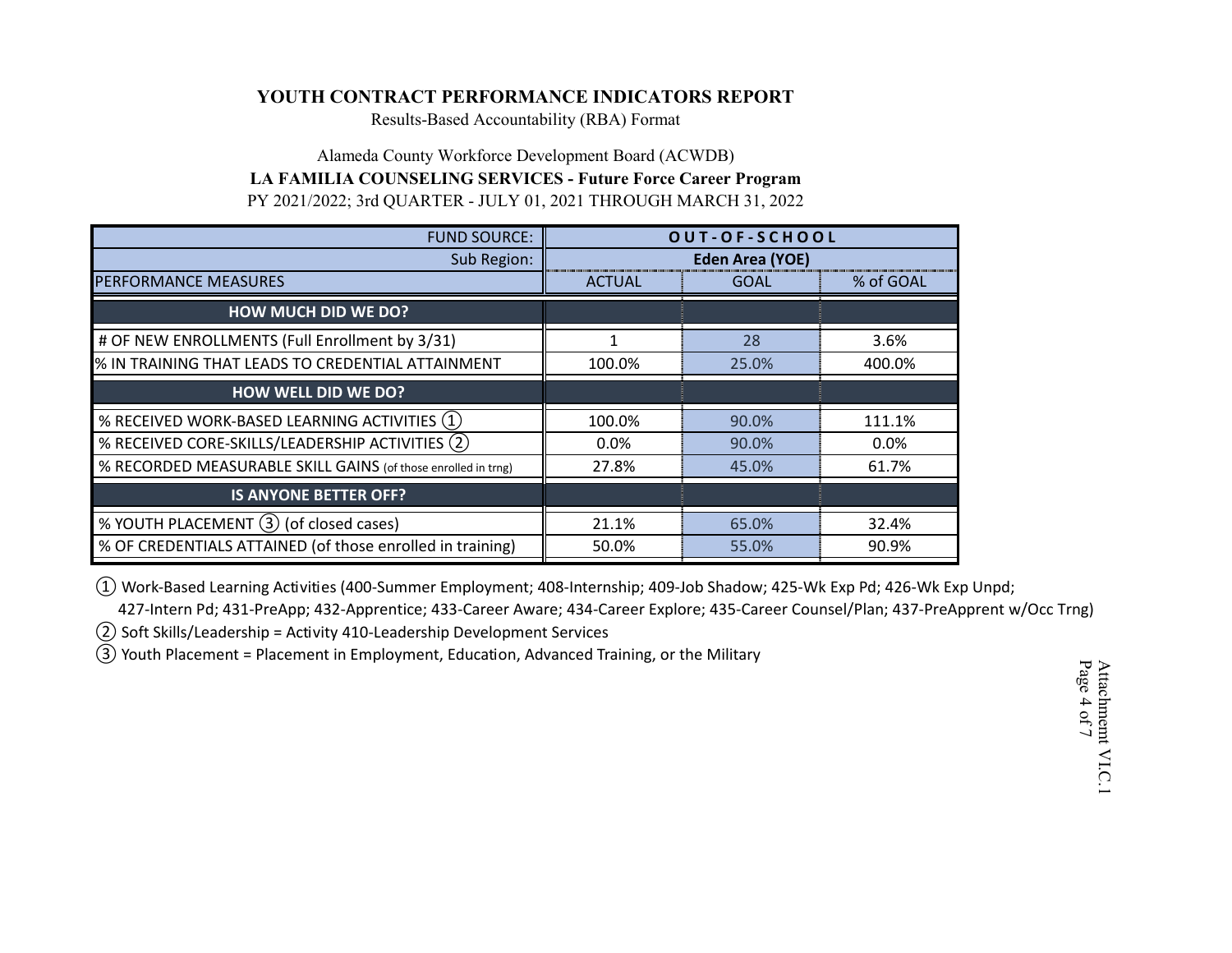# YOUTH CONTRACT PERFORMANCE INDICATORS REPORT

Results-Based Accountability (RBA) Format

Alameda County Workforce Development Board (ACWDB)

**LA FAMILIA COUNSELING SERVICES - Future Force Career Program**

PY 2021/2022; 3rd QUARTER - JULY 01, 2021 THROUGH MARCH 31, 2022

| FUND SOURCE: | OUT-OF-SCHOOL | | |
|---|---|---|---|
| Sub Region: | Eden Area (YOE) | | |
| PERFORMANCE MEASURES | ACTUAL | GOAL | % of GOAL |
| **HOW MUCH DID WE DO?** | | | |
| # OF NEW ENROLLMENTS (Full Enrollment by 3/31) | 1 | 28 | 3.6% |
| % IN TRAINING THAT LEADS TO CREDENTIAL ATTAINMENT | 100.0% | 25.0% | 400.0% |
| **HOW WELL DID WE DO?** | | | |
| % RECEIVED WORK-BASED LEARNING ACTIVITIES ① | 100.0% | 90.0% | 111.1% |
| % RECEIVED CORE-SKILLS/LEADERSHIP ACTIVITIES ② | 0.0% | 90.0% | 0.0% |
| % RECORDED MEASURABLE SKILL GAINS (of those enrolled in trng) | 27.8% | 45.0% | 61.7% |
| **IS ANYONE BETTER OFF?** | | | |
| % YOUTH PLACEMENT ③ (of closed cases) | 21.1% | 65.0% | 32.4% |
| % OF CREDENTIALS ATTAINED (of those enrolled in training) | 50.0% | 55.0% | 90.9% |

① Work-Based Learning Activities (400-Summer Employment; 408-Internship; 409-Job Shadow; 425-Wk Exp Pd; 426-Wk Exp Unpd; 427-Intern Pd; 431-PreApp; 432-Apprentice; 433-Career Aware; 434-Career Explore; 435-Career Counsel/Plan; 437-PreApprent w/Occ Trng)

② Soft Skills/Leadership = Activity 410-Leadership Development Services

③ Youth Placement = Placement in Employment, Education, Advanced Training, or the Military

Attachment VI.C.1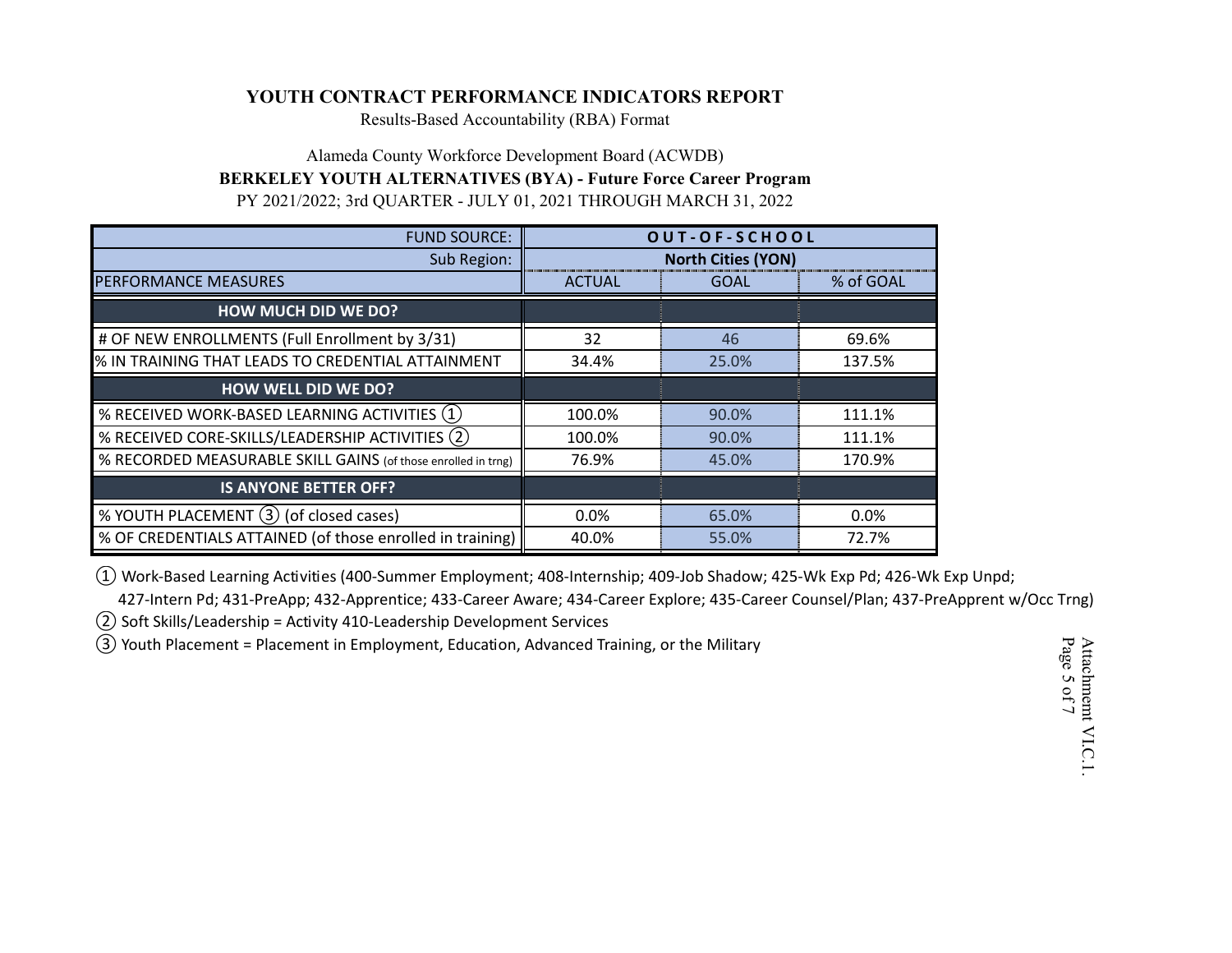# YOUTH CONTRACT PERFORMANCE INDICATORS REPORT

Results-Based Accountability (RBA) Format

Alameda County Workforce Development Board (ACWDB)

**BERKELEY YOUTH ALTERNATIVES (BYA) - Future Force Career Program**

PY 2021/2022; 3rd QUARTER - JULY 01, 2021 THROUGH MARCH 31, 2022

| FUND SOURCE: | OUT-OF-SCHOOL | | |
|---|---|---|---|
| Sub Region: | North Cities (YON) | | |
| PERFORMANCE MEASURES | ACTUAL | GOAL | % of GOAL |
| **HOW MUCH DID WE DO?** | | | |
| # OF NEW ENROLLMENTS (Full Enrollment by 3/31) | 32 | 46 | 69.6% |
| % IN TRAINING THAT LEADS TO CREDENTIAL ATTAINMENT | 34.4% | 25.0% | 137.5% |
| **HOW WELL DID WE DO?** | | | |
| % RECEIVED WORK-BASED LEARNING ACTIVITIES ① | 100.0% | 90.0% | 111.1% |
| % RECEIVED CORE-SKILLS/LEADERSHIP ACTIVITIES ② | 100.0% | 90.0% | 111.1% |
| % RECORDED MEASURABLE SKILL GAINS (of those enrolled in trng) | 76.9% | 45.0% | 170.9% |
| **IS ANYONE BETTER OFF?** | | | |
| % YOUTH PLACEMENT ③ (of closed cases) | 0.0% | 65.0% | 0.0% |
| % OF CREDENTIALS ATTAINED (of those enrolled in training) | 40.0% | 55.0% | 72.7% |

① Work-Based Learning Activities (400-Summer Employment; 408-Internship; 409-Job Shadow; 425-Wk Exp Pd; 426-Wk Exp Unpd; 427-Intern Pd; 431-PreApp; 432-Apprentice; 433-Career Aware; 434-Career Explore; 435-Career Counsel/Plan; 437-PreApprent w/Occ Trng)

② Soft Skills/Leadership = Activity 410-Leadership Development Services

③ Youth Placement = Placement in Employment, Education, Advanced Training, or the Military

Attachment VI.C.1.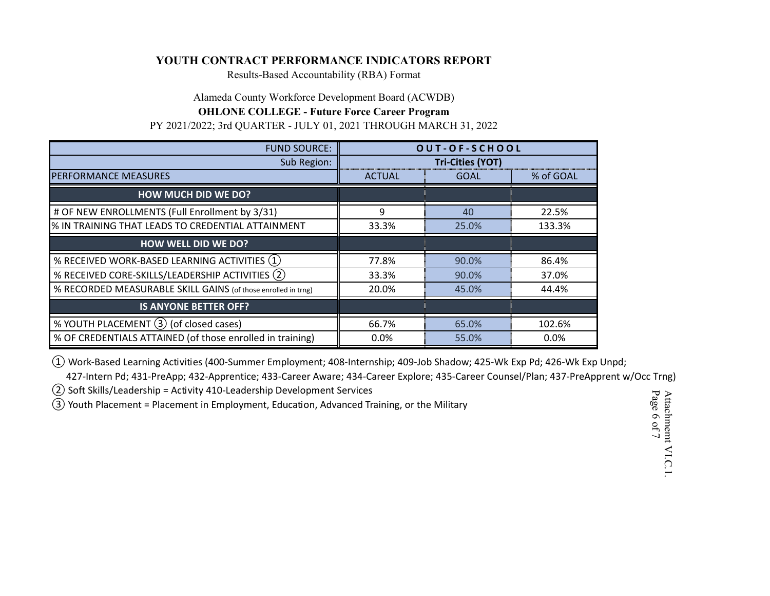**YOUTH CONTRACT PERFORMANCE INDICATORS REPORT**

Results-Based Accountability (RBA) Format

Alameda County Workforce Development Board (ACWDB)

**OHLONE COLLEGE - Future Force Career Program**

PY 2021/2022; 3rd QUARTER - JULY 01, 2021 THROUGH MARCH 31, 2022

| FUND SOURCE: | O U T - O F - S C H O O L | | |
|---|---|---|---|
| Sub Region: | **Tri-Cities (YOT)** | | |
| PERFORMANCE MEASURES | ACTUAL | GOAL | % of GOAL |
| **HOW MUCH DID WE DO?** | | | |
| # OF NEW ENROLLMENTS (Full Enrollment by 3/31) | 9 | 40 | 22.5% |
| % IN TRAINING THAT LEADS TO CREDENTIAL ATTAINMENT | 33.3% | 25.0% | 133.3% |
| **HOW WELL DID WE DO?** | | | |
| % RECEIVED WORK-BASED LEARNING ACTIVITIES ① | 77.8% | 90.0% | 86.4% |
| % RECEIVED CORE-SKILLS/LEADERSHIP ACTIVITIES ② | 33.3% | 90.0% | 37.0% |
| % RECORDED MEASURABLE SKILL GAINS (of those enrolled in trng) | 20.0% | 45.0% | 44.4% |
| **IS ANYONE BETTER OFF?** | | | |
| % YOUTH PLACEMENT ③ (of closed cases) | 66.7% | 65.0% | 102.6% |
| % OF CREDENTIALS ATTAINED (of those enrolled in training) | 0.0% | 55.0% | 0.0% |

① Work-Based Learning Activities (400-Summer Employment; 408-Internship; 409-Job Shadow; 425-Wk Exp Pd; 426-Wk Exp Unpd; 427-Intern Pd; 431-PreApp; 432-Apprentice; 433-Career Aware; 434-Career Explore; 435-Career Counsel/Plan; 437-PreApprent w/Occ Trng)

② Soft Skills/Leadership = Activity 410-Leadership Development Services

③ Youth Placement = Placement in Employment, Education, Advanced Training, or the Military

Attachmemt VI.C.1.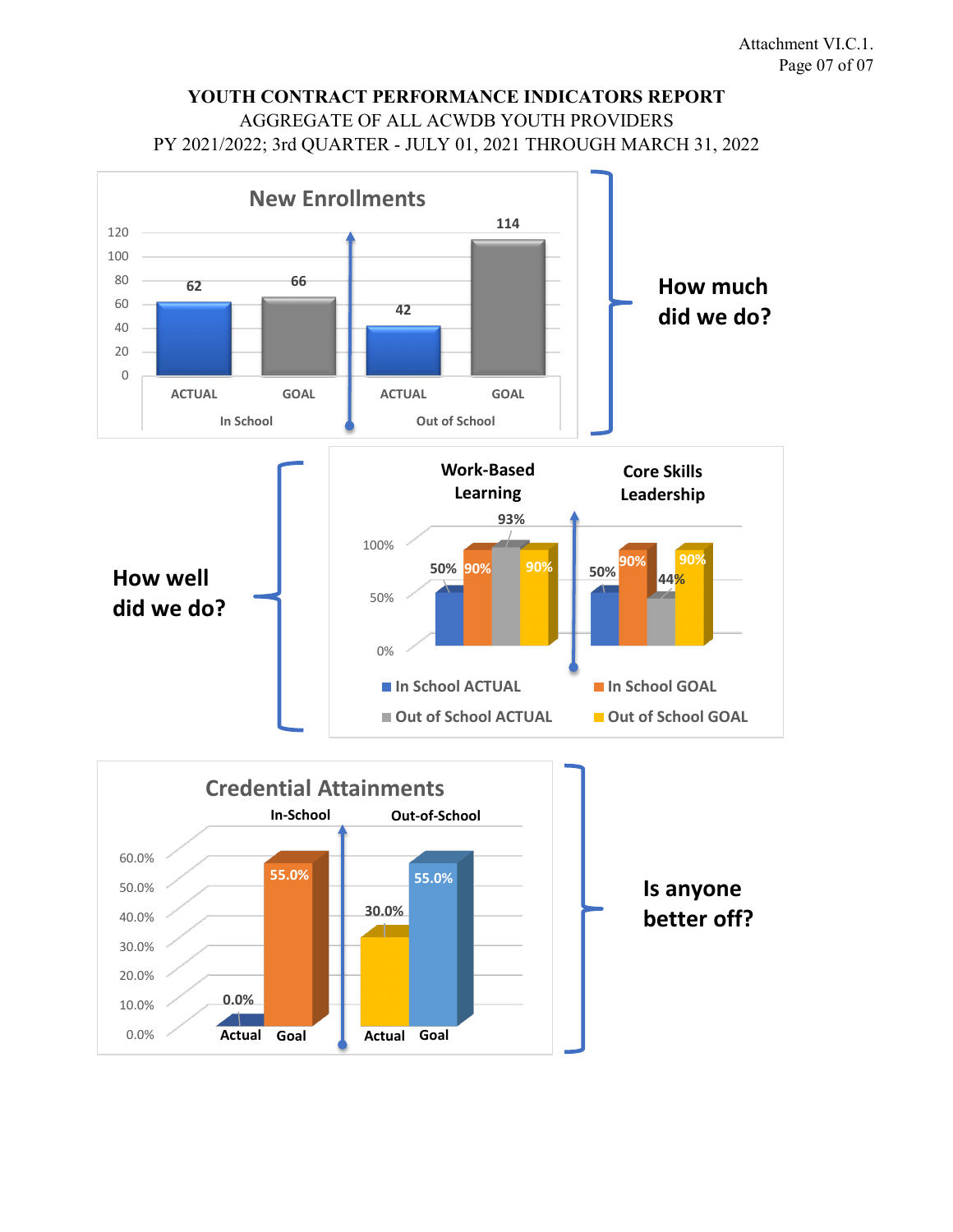# YOUTH CONTRACT PERFORMANCE INDICATORS REPORT

AGGREGATE OF ALL ACWDB YOUTH PROVIDERS

PY 2021/2022; 3rd QUARTER - JULY 01, 2021 THROUGH MARCH 31, 2022

New Enrollments

120
100
80
60
40
20
0

62
66
42
114

ACTUAL
GOAL
ACTUAL
GOAL

In School
Out of School

How much did we do?

How well did we do?

Work-Based Learning

Core Skills Leadership

100%
50%
0%

50%
90%
93%
90%

50%
90%
44%
90%

In School ACTUAL
In School GOAL
Out of School ACTUAL
Out of School GOAL

Credential Attainments

In-School
Out-of-School

60.0%
50.0%
40.0%
30.0%
20.0%
10.0%
0.0%

0.0%
55.0%
30.0%
55.0%

Actual
Goal
Actual
Goal

Is anyone better off?